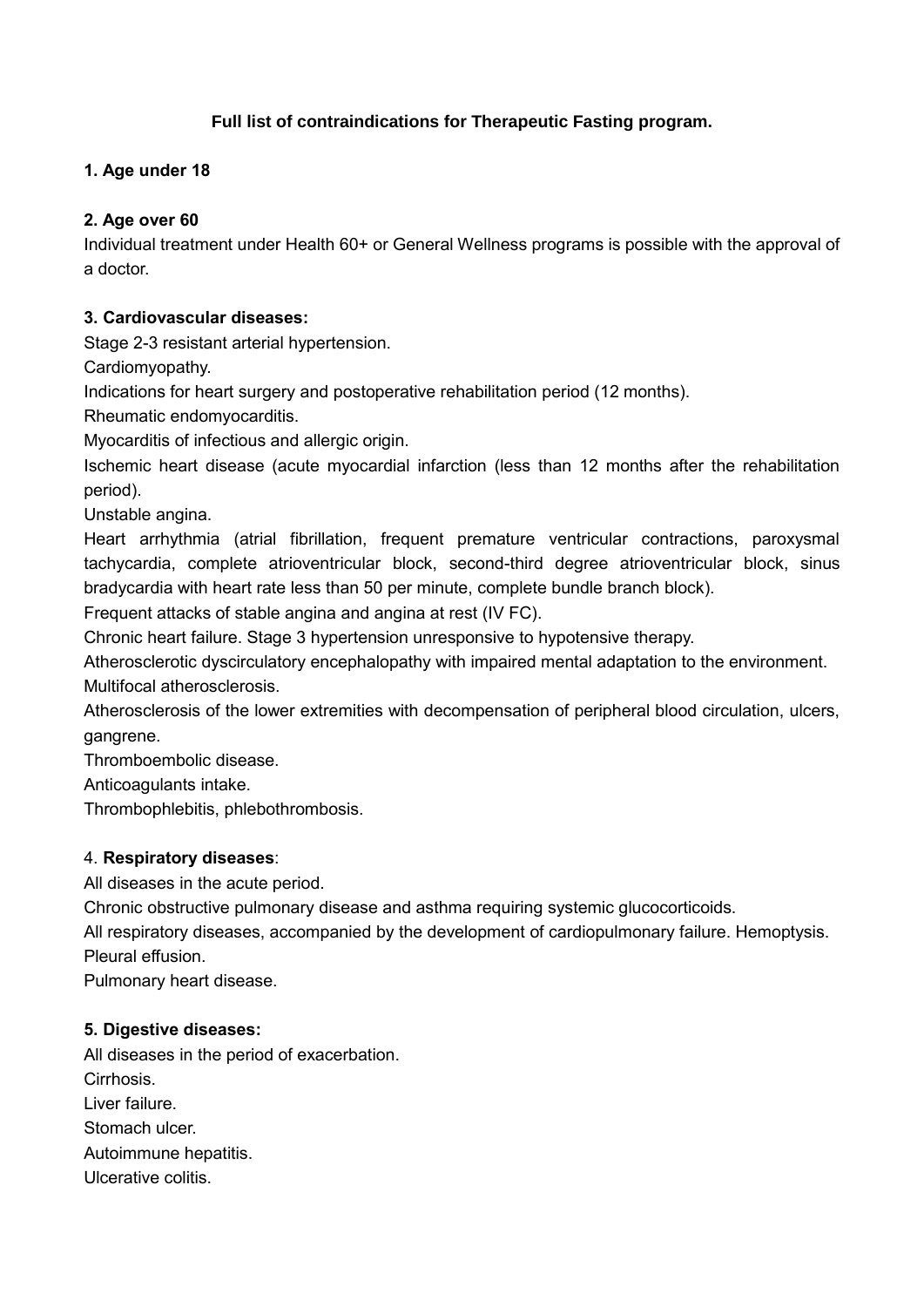# Full list of contraindications for Therapeutic Fasting program.

**1. Age under 18**

**2. Age over 60**

Individual treatment under Health 60+ or General Wellness programs is possible with the approval of a doctor.

**3. Cardiovascular diseases:**

Stage 2-3 resistant arterial hypertension.

Cardiomyopathy.

Indications for heart surgery and postoperative rehabilitation period (12 months).

Rheumatic endomyocarditis.

Myocarditis of infectious and allergic origin.

Ischemic heart disease (acute myocardial infarction (less than 12 months after the rehabilitation period).

Unstable angina.

Heart arrhythmia (atrial fibrillation, frequent premature ventricular contractions, paroxysmal tachycardia, complete atrioventricular block, second-third degree atrioventricular block, sinus bradycardia with heart rate less than 50 per minute, complete bundle branch block).

Frequent attacks of stable angina and angina at rest (IV FC).

Chronic heart failure. Stage 3 hypertension unresponsive to hypotensive therapy.

Atherosclerotic dyscirculatory encephalopathy with impaired mental adaptation to the environment.

Multifocal atherosclerosis.

Atherosclerosis of the lower extremities with decompensation of peripheral blood circulation, ulcers, gangrene.

Thromboembolic disease.

Anticoagulants intake.

Thrombophlebitis, phlebothrombosis.

4. **Respiratory diseases**:

All diseases in the acute period.

Chronic obstructive pulmonary disease and asthma requiring systemic glucocorticoids.

All respiratory diseases, accompanied by the development of cardiopulmonary failure. Hemoptysis.

Pleural effusion.

Pulmonary heart disease.

**5. Digestive diseases:**

All diseases in the period of exacerbation.

Cirrhosis.

Liver failure.

Stomach ulcer.

Autoimmune hepatitis.

Ulcerative colitis.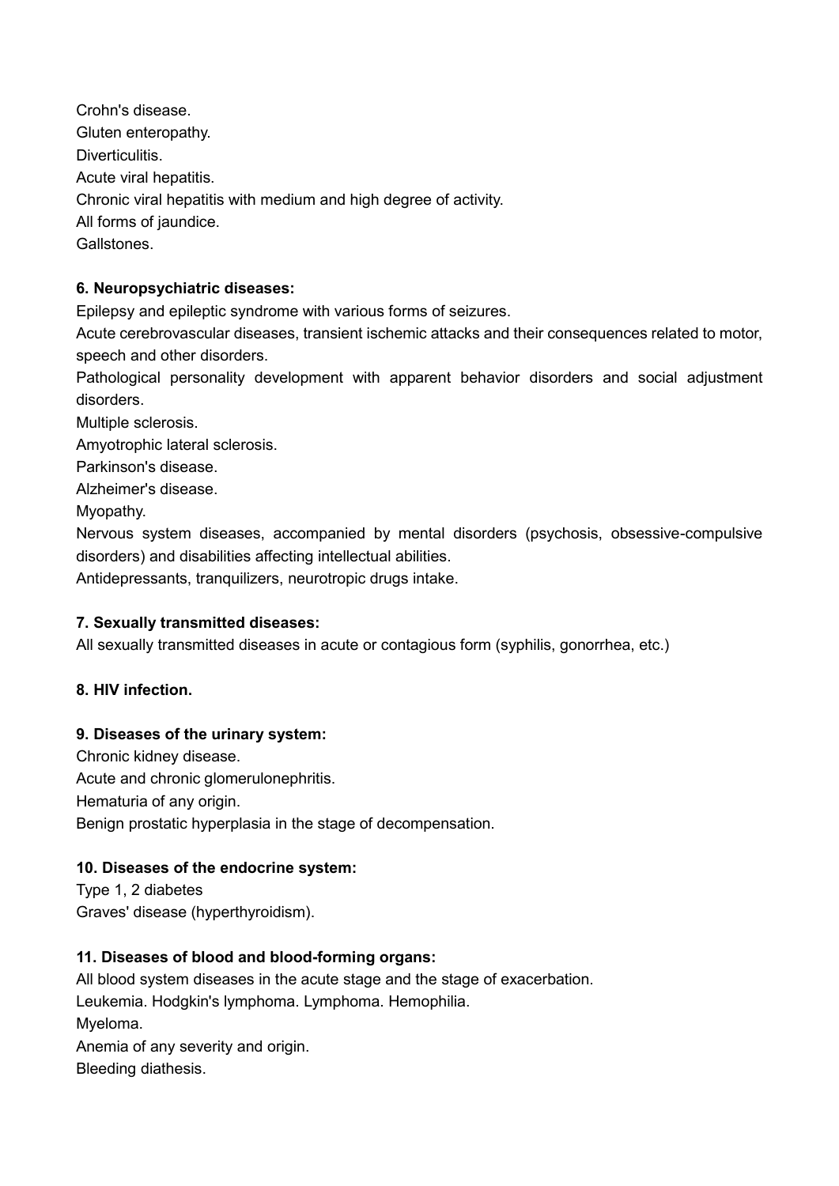Crohn's disease.
Gluten enteropathy.
Diverticulitis.
Acute viral hepatitis.
Chronic viral hepatitis with medium and high degree of activity.
All forms of jaundice.
Gallstones.

**6. Neuropsychiatric diseases:**

Epilepsy and epileptic syndrome with various forms of seizures.
Acute cerebrovascular diseases, transient ischemic attacks and their consequences related to motor, speech and other disorders.
Pathological personality development with apparent behavior disorders and social adjustment disorders.
Multiple sclerosis.
Amyotrophic lateral sclerosis.
Parkinson's disease.
Alzheimer's disease.
Myopathy.
Nervous system diseases, accompanied by mental disorders (psychosis, obsessive-compulsive disorders) and disabilities affecting intellectual abilities.
Antidepressants, tranquilizers, neurotropic drugs intake.

**7. Sexually transmitted diseases:**

All sexually transmitted diseases in acute or contagious form (syphilis, gonorrhea, etc.)

**8. HIV infection.**

**9. Diseases of the urinary system:**

Chronic kidney disease.
Acute and chronic glomerulonephritis.
Hematuria of any origin.
Benign prostatic hyperplasia in the stage of decompensation.

**10. Diseases of the endocrine system:**

Type 1, 2 diabetes
Graves' disease (hyperthyroidism).

**11. Diseases of blood and blood-forming organs:**

All blood system diseases in the acute stage and the stage of exacerbation.
Leukemia. Hodgkin's lymphoma. Lymphoma. Hemophilia.
Myeloma.
Anemia of any severity and origin.
Bleeding diathesis.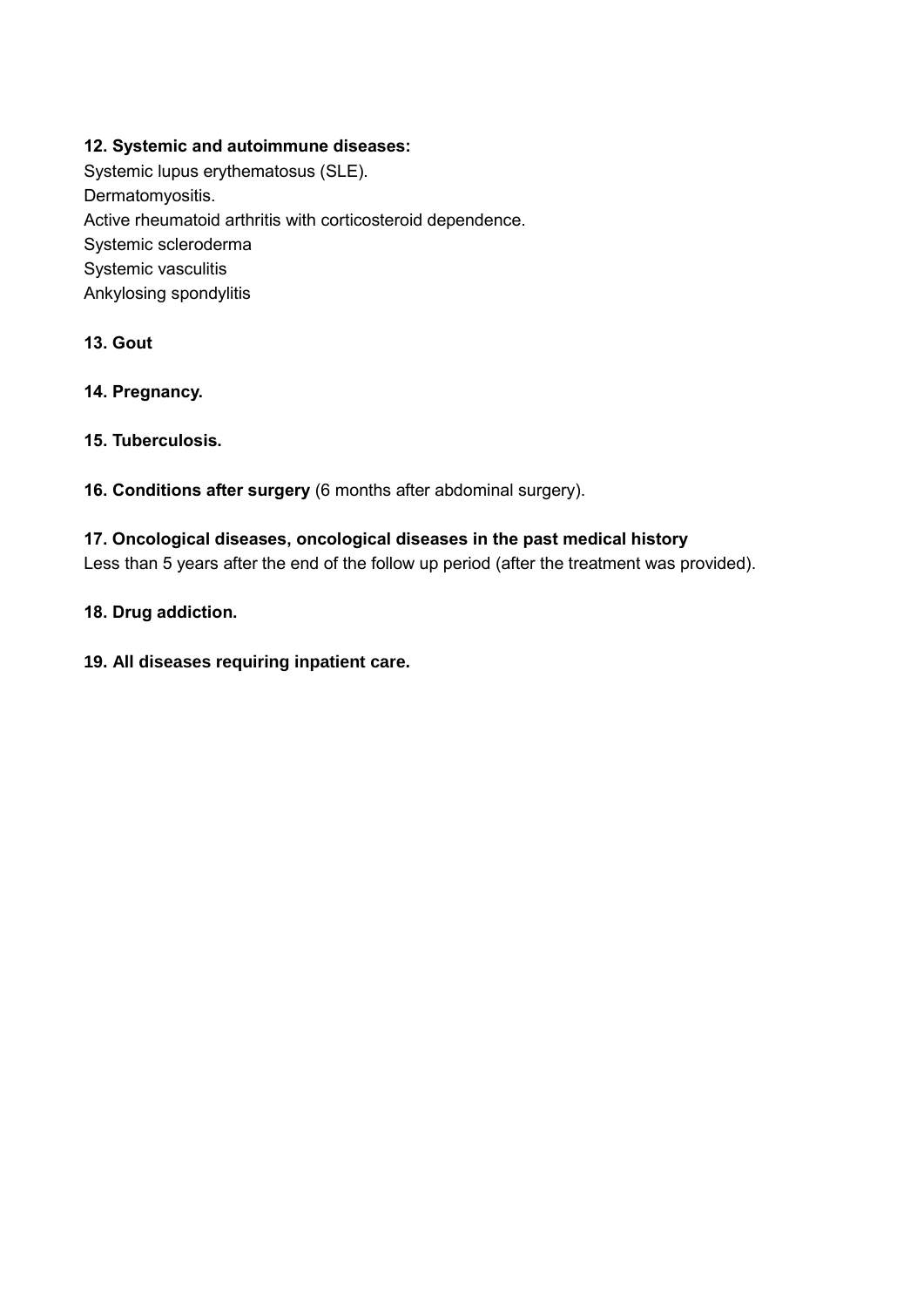**12. Systemic and autoimmune diseases:**

Systemic lupus erythematosus (SLE).
Dermatomyositis.
Active rheumatoid arthritis with corticosteroid dependence.
Systemic scleroderma
Systemic vasculitis
Ankylosing spondylitis

**13. Gout**

**14. Pregnancy.**

**15. Tuberculosis.**

**16. Conditions after surgery** (6 months after abdominal surgery).

**17. Oncological diseases, oncological diseases in the past medical history**

Less than 5 years after the end of the follow up period (after the treatment was provided).

**18. Drug addiction.**

**19. All diseases requiring inpatient care.**